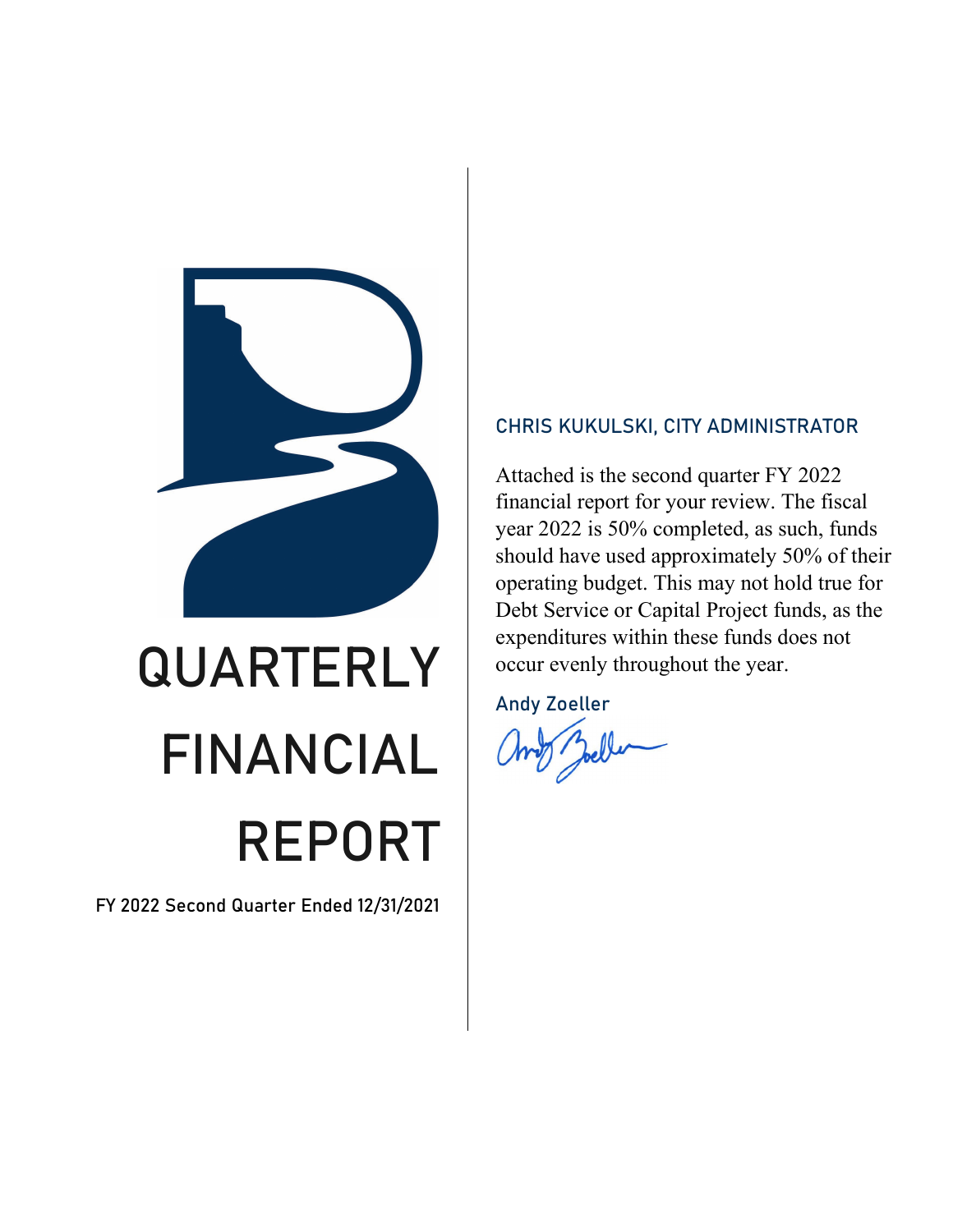# QUARTERLY FINANCIAL REPORT

**FY 2022 Second Quarter Ended 12/31/2021**

## CHRIS KUKULSKI, CITY ADMINISTRATOR

Attached is the second quarter FY 2022 financial report for your review. The fiscal year 2022 is 50% completed, as such, funds should have used approximately 50% of their operating budget. This may not hold true for Debt Service or Capital Project funds, as the expenditures within these funds does not occur evenly throughout the year.

Andy Zoeller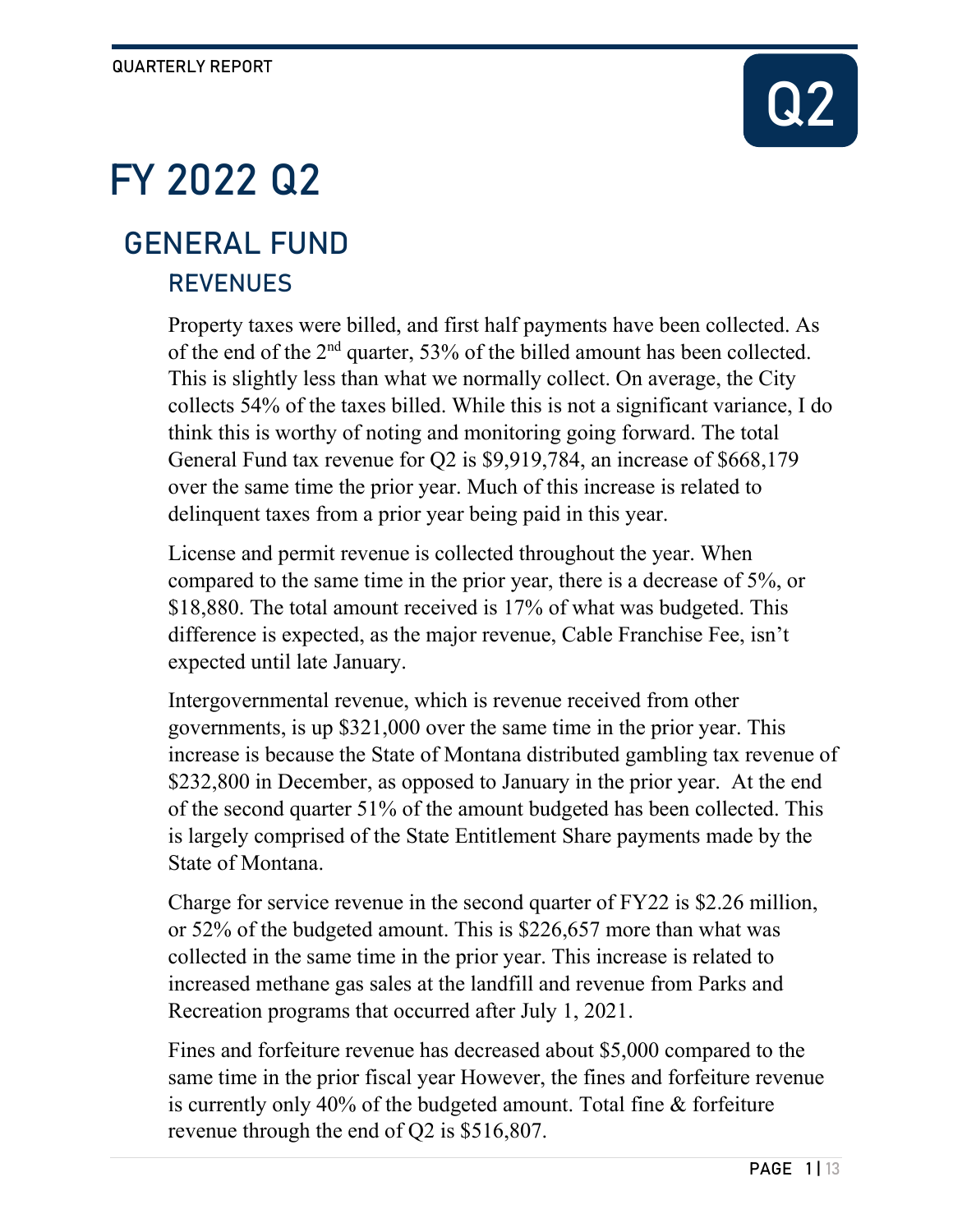# FY 2022 Q2

## GENERAL FUND

### REVENUES

Property taxes were billed, and first half payments have been collected. As of the end of the 2nd quarter, 53% of the billed amount has been collected. This is slightly less than what we normally collect. On average, the City collects 54% of the taxes billed. While this is not a significant variance, I do think this is worthy of noting and monitoring going forward. The total General Fund tax revenue for Q2 is $9,919,784, an increase of $668,179 over the same time the prior year. Much of this increase is related to delinquent taxes from a prior year being paid in this year.

License and permit revenue is collected throughout the year. When compared to the same time in the prior year, there is a decrease of 5%, or $18,880. The total amount received is 17% of what was budgeted. This difference is expected, as the major revenue, Cable Franchise Fee, isn't expected until late January.

Intergovernmental revenue, which is revenue received from other governments, is up $321,000 over the same time in the prior year. This increase is because the State of Montana distributed gambling tax revenue of $232,800 in December, as opposed to January in the prior year. At the end of the second quarter 51% of the amount budgeted has been collected. This is largely comprised of the State Entitlement Share payments made by the State of Montana.

Charge for service revenue in the second quarter of FY22 is $2.26 million, or 52% of the budgeted amount. This is $226,657 more than what was collected in the same time in the prior year. This increase is related to increased methane gas sales at the landfill and revenue from Parks and Recreation programs that occurred after July 1, 2021.

Fines and forfeiture revenue has decreased about $5,000 compared to the same time in the prior fiscal year However, the fines and forfeiture revenue is currently only 40% of the budgeted amount. Total fine & forfeiture revenue through the end of Q2 is $516,807.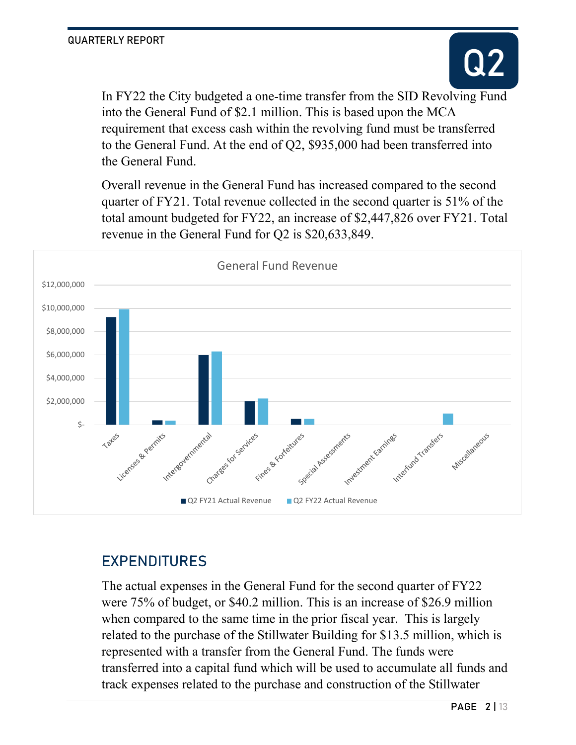In FY22 the City budgeted a one-time transfer from the SID Revolving Fund into the General Fund of $2.1 million. This is based upon the MCA requirement that excess cash within the revolving fund must be transferred to the General Fund. At the end of Q2, $935,000 had been transferred into the General Fund.

Overall revenue in the General Fund has increased compared to the second quarter of FY21. Total revenue collected in the second quarter is 51% of the total amount budgeted for FY22, an increase of $2,447,826 over FY21. Total revenue in the General Fund for Q2 is $20,633,849.

General Fund Revenue

## EXPENDITURES

The actual expenses in the General Fund for the second quarter of FY22 were 75% of budget, or $40.2 million. This is an increase of $26.9 million when compared to the same time in the prior fiscal year. This is largely related to the purchase of the Stillwater Building for $13.5 million, which is represented with a transfer from the General Fund. The funds were transferred into a capital fund which will be used to accumulate all funds and track expenses related to the purchase and construction of the Stillwater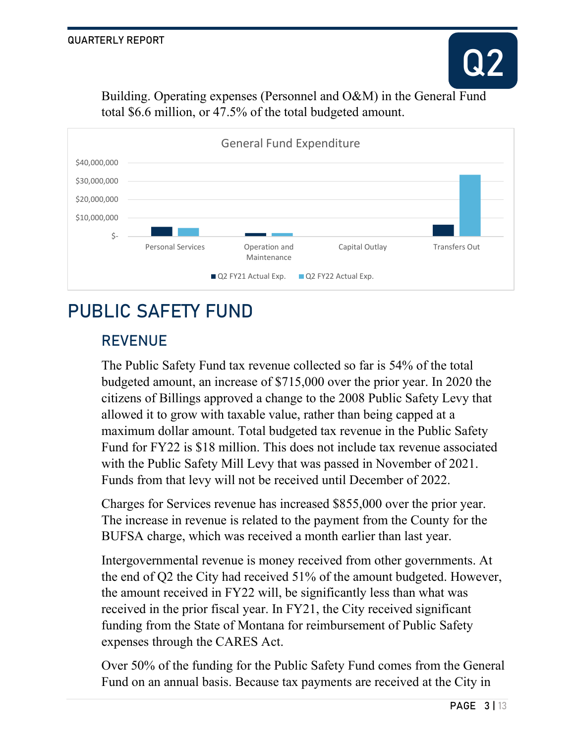Building. Operating expenses (Personnel and O&M) in the General Fund total $6.6 million, or 47.5% of the total budgeted amount.

General Fund Expenditure

# PUBLIC SAFETY FUND

## REVENUE

The Public Safety Fund tax revenue collected so far is 54% of the total budgeted amount, an increase of $715,000 over the prior year. In 2020 the citizens of Billings approved a change to the 2008 Public Safety Levy that allowed it to grow with taxable value, rather than being capped at a maximum dollar amount. Total budgeted tax revenue in the Public Safety Fund for FY22 is $18 million. This does not include tax revenue associated with the Public Safety Mill Levy that was passed in November of 2021. Funds from that levy will not be received until December of 2022.

Charges for Services revenue has increased $855,000 over the prior year. The increase in revenue is related to the payment from the County for the BUFSA charge, which was received a month earlier than last year.

Intergovernmental revenue is money received from other governments. At the end of Q2 the City had received 51% of the amount budgeted. However, the amount received in FY22 will, be significantly less than what was received in the prior fiscal year. In FY21, the City received significant funding from the State of Montana for reimbursement of Public Safety expenses through the CARES Act.

Over 50% of the funding for the Public Safety Fund comes from the General Fund on an annual basis. Because tax payments are received at the City in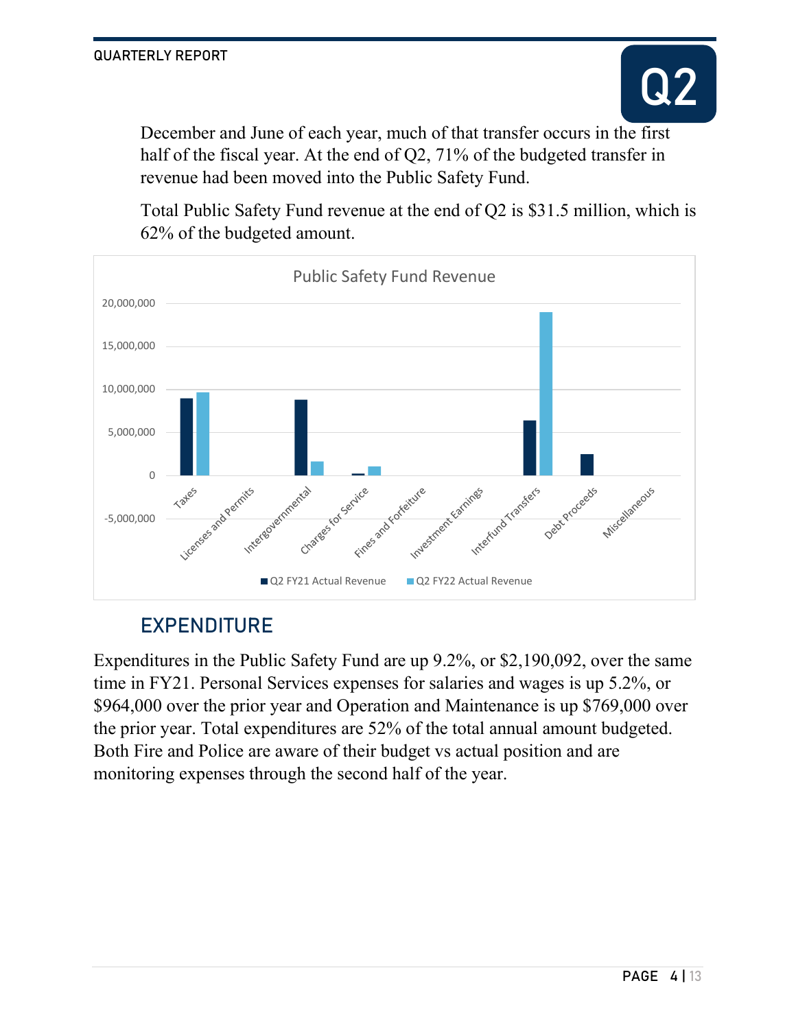December and June of each year, much of that transfer occurs in the first half of the fiscal year. At the end of Q2, 71% of the budgeted transfer in revenue had been moved into the Public Safety Fund.

Total Public Safety Fund revenue at the end of Q2 is $31.5 million, which is 62% of the budgeted amount.

## EXPENDITURE

Expenditures in the Public Safety Fund are up 9.2%, or $2,190,092, over the same time in FY21. Personal Services expenses for salaries and wages is up 5.2%, or $964,000 over the prior year and Operation and Maintenance is up $769,000 over the prior year. Total expenditures are 52% of the total annual amount budgeted. Both Fire and Police are aware of their budget vs actual position and are monitoring expenses through the second half of the year.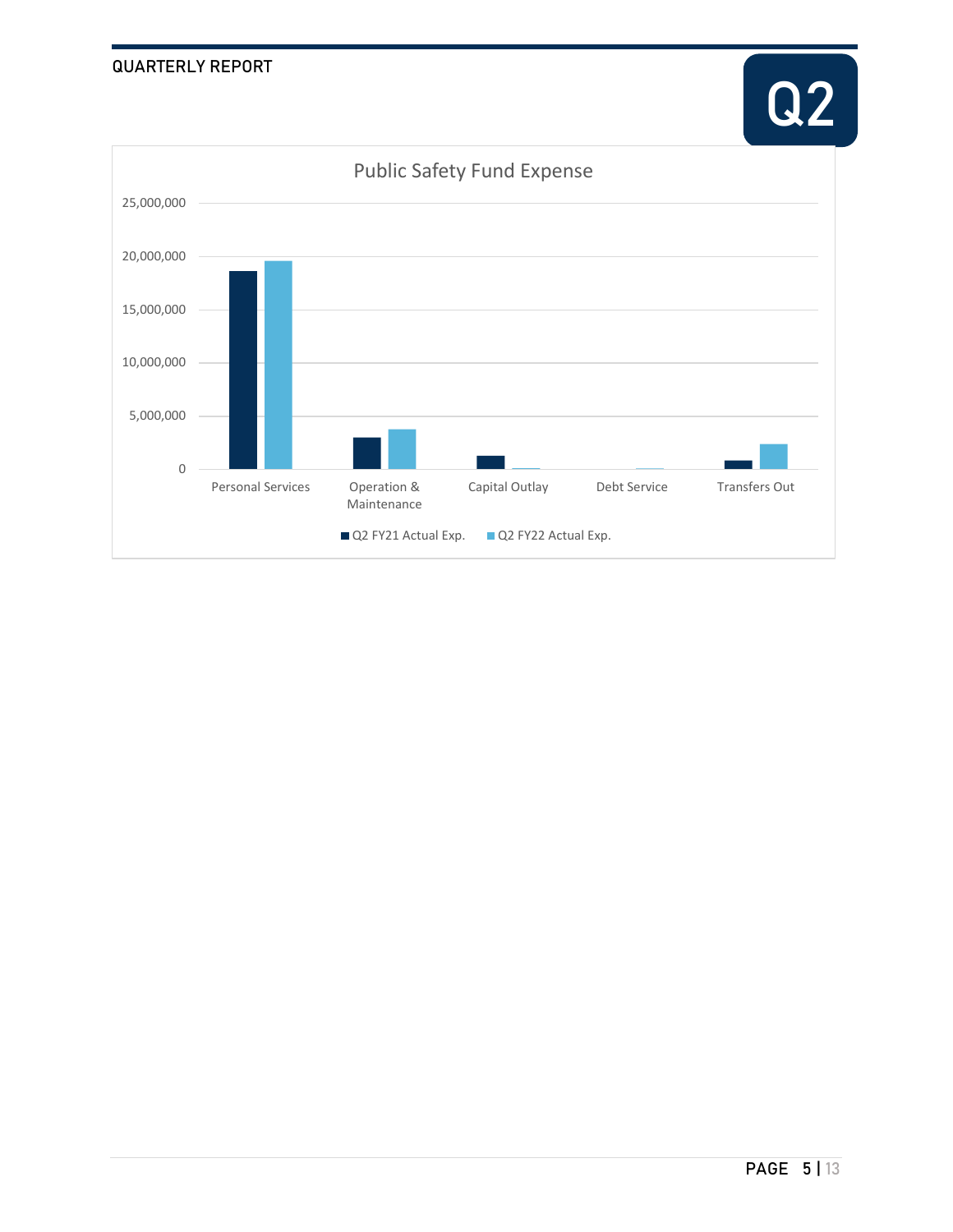Public Safety Fund Expense

| | Q2 FY21 Actual Exp. | Q2 FY22 Actual Exp. |
|---|---|---|
| Personal Services | | |
| Operation & Maintenance | | |
| Capital Outlay | | |
| Debt Service | | |
| Transfers Out | | |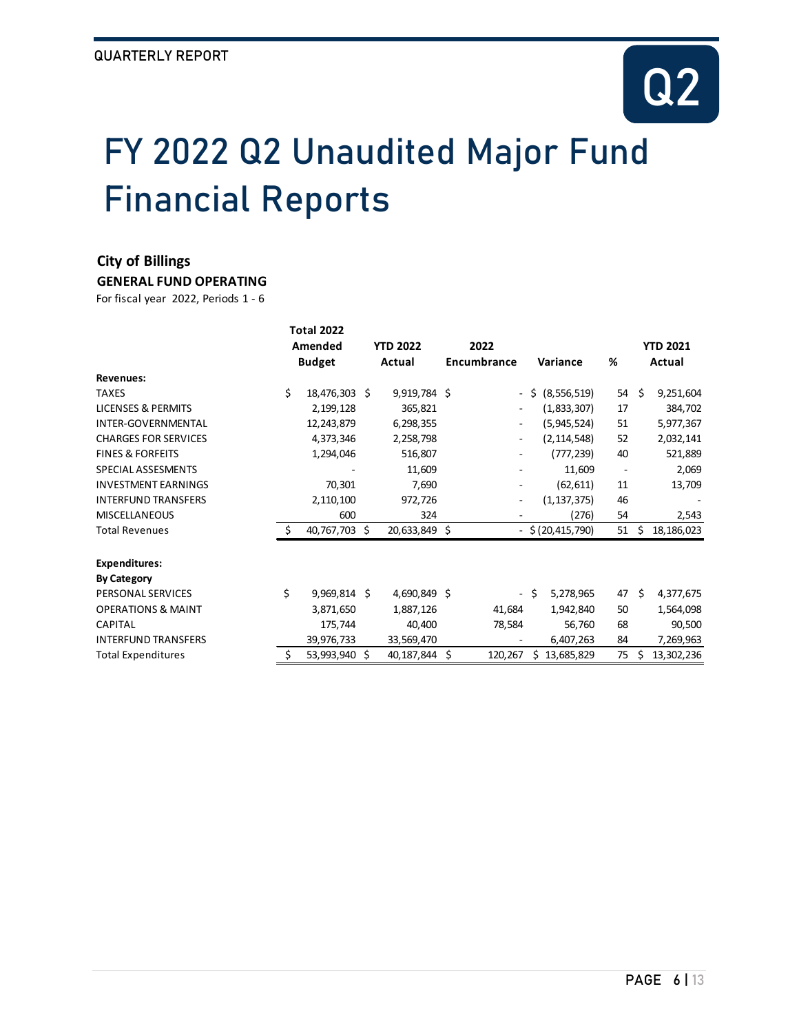# FY 2022 Q2 Unaudited Major Fund Financial Reports

**City of Billings**

**GENERAL FUND OPERATING**

For fiscal year 2022, Periods 1 - 6

| | Total 2022 Amended Budget | YTD 2022 Actual | 2022 Encumbrance | Variance | % | YTD 2021 Actual |
|---|---|---|---|---|---|---|
| **Revenues:** | | | | | | |
| TAXES | $ 18,476,303 | $ 9,919,784 | $ - | $ (8,556,519) | 54 | $ 9,251,604 |
| LICENSES & PERMITS | 2,199,128 | 365,821 | - | (1,833,307) | 17 | 384,702 |
| INTER-GOVERNMENTAL | 12,243,879 | 6,298,355 | - | (5,945,524) | 51 | 5,977,367 |
| CHARGES FOR SERVICES | 4,373,346 | 2,258,798 | - | (2,114,548) | 52 | 2,032,141 |
| FINES & FORFEITS | 1,294,046 | 516,807 | - | (777,239) | 40 | 521,889 |
| SPECIAL ASSESMENTS | - | 11,609 | - | 11,609 | - | 2,069 |
| INVESTMENT EARNINGS | 70,301 | 7,690 | - | (62,611) | 11 | 13,709 |
| INTERFUND TRANSFERS | 2,110,100 | 972,726 | - | (1,137,375) | 46 | - |
| MISCELLANEOUS | 600 | 324 | - | (276) | 54 | 2,543 |
| Total Revenues | $ 40,767,703 | $ 20,633,849 | $ - | $ (20,415,790) | 51 | $ 18,186,023 |
| | | | | | | |
| **Expenditures:** | | | | | | |
| **By Category** | | | | | | |
| PERSONAL SERVICES | $ 9,969,814 | $ 4,690,849 | $ - | $ 5,278,965 | 47 | $ 4,377,675 |
| OPERATIONS & MAINT | 3,871,650 | 1,887,126 | 41,684 | 1,942,840 | 50 | 1,564,098 |
| CAPITAL | 175,744 | 40,400 | 78,584 | 56,760 | 68 | 90,500 |
| INTERFUND TRANSFERS | 39,976,733 | 33,569,470 | - | 6,407,263 | 84 | 7,269,963 |
| Total Expenditures | $ 53,993,940 | $ 40,187,844 | $ 120,267 | $ 13,685,829 | 75 | $ 13,302,236 |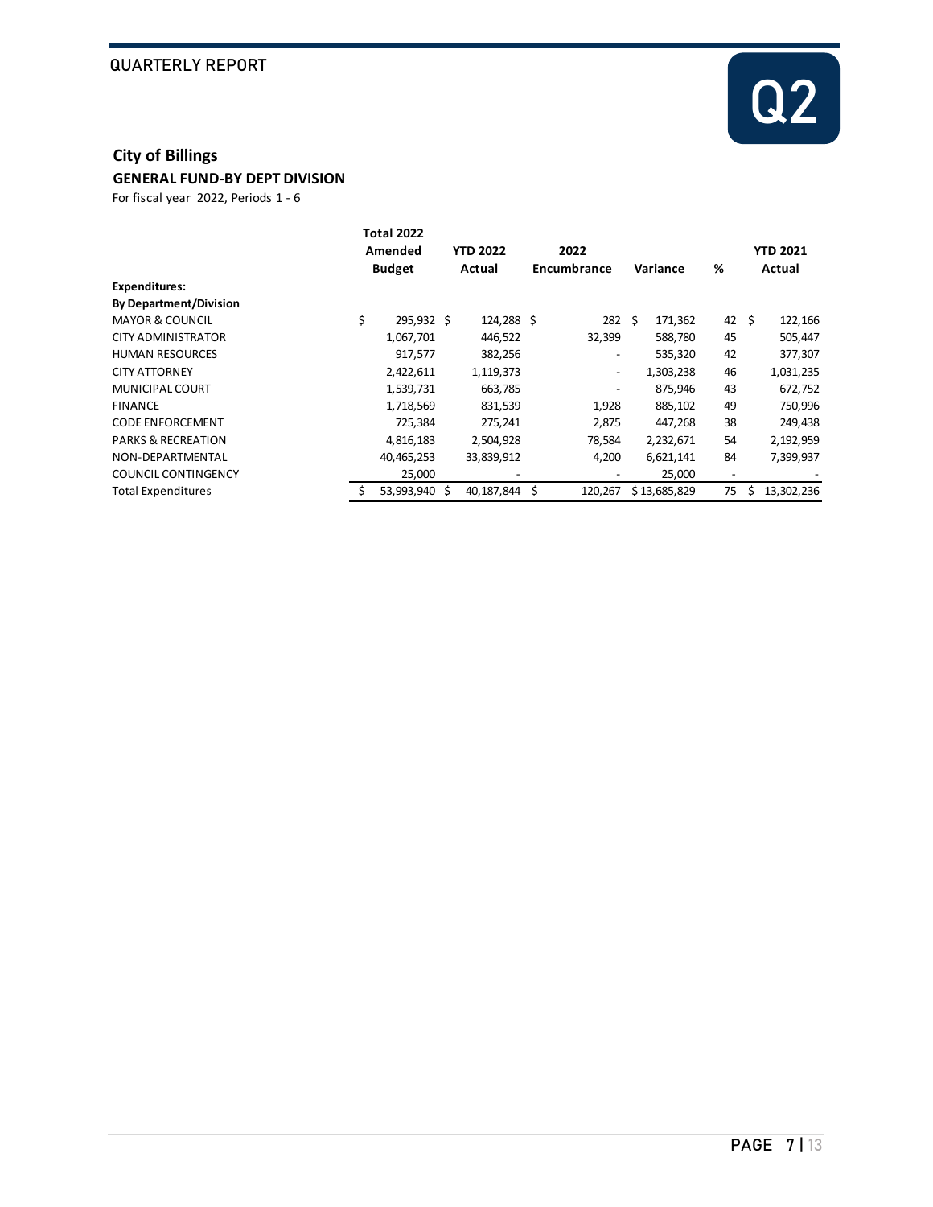## City of Billings

### GENERAL FUND-BY DEPT DIVISION

For fiscal year 2022, Periods 1 - 6

| | Total 2022 Amended Budget | YTD 2022 Actual | 2022 Encumbrance | Variance | % | YTD 2021 Actual |
|---|---|---|---|---|---|---|
| **Expenditures:** | | | | | | |
| **By Department/Division** | | | | | | |
| MAYOR & COUNCIL | $ 295,932 | $ 124,288 | $ 282 | $ 171,362 | 42 | $ 122,166 |
| CITY ADMINISTRATOR | 1,067,701 | 446,522 | 32,399 | 588,780 | 45 | 505,447 |
| HUMAN RESOURCES | 917,577 | 382,256 | - | 535,320 | 42 | 377,307 |
| CITY ATTORNEY | 2,422,611 | 1,119,373 | - | 1,303,238 | 46 | 1,031,235 |
| MUNICIPAL COURT | 1,539,731 | 663,785 | - | 875,946 | 43 | 672,752 |
| FINANCE | 1,718,569 | 831,539 | 1,928 | 885,102 | 49 | 750,996 |
| CODE ENFORCEMENT | 725,384 | 275,241 | 2,875 | 447,268 | 38 | 249,438 |
| PARKS & RECREATION | 4,816,183 | 2,504,928 | 78,584 | 2,232,671 | 54 | 2,192,959 |
| NON-DEPARTMENTAL | 40,465,253 | 33,839,912 | 4,200 | 6,621,141 | 84 | 7,399,937 |
| COUNCIL CONTINGENCY | 25,000 | - | - | 25,000 | - | - |
| Total Expenditures | $ 53,993,940 | $ 40,187,844 | $ 120,267 | $ 13,685,829 | 75 | $ 13,302,236 |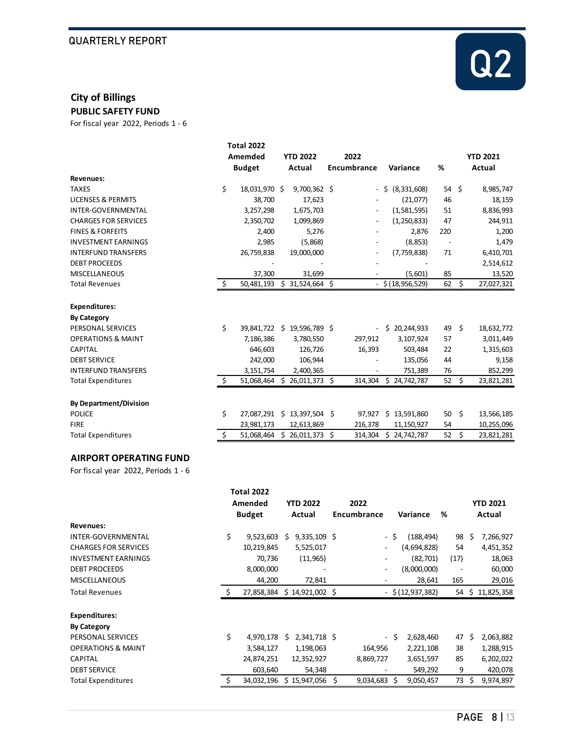## City of Billings

### PUBLIC SAFETY FUND

For fiscal year 2022, Periods 1 - 6

| | Total 2022 Amemded Budget | YTD 2022 Actual | 2022 Encumbrance | Variance | % | YTD 2021 Actual |
|---|---|---|---|---|---|---|
| **Revenues:** | | | | | | |
| TAXES | $ 18,031,970 | $ 9,700,362 | $ - | $ (8,331,608) | 54 | $ 8,985,747 |
| LICENSES & PERMITS | 38,700 | 17,623 | - | (21,077) | 46 | 18,159 |
| INTER-GOVERNMENTAL | 3,257,298 | 1,675,703 | - | (1,581,595) | 51 | 8,836,993 |
| CHARGES FOR SERVICES | 2,350,702 | 1,099,869 | - | (1,250,833) | 47 | 244,911 |
| FINES & FORFEITS | 2,400 | 5,276 | - | 2,876 | 220 | 1,200 |
| INVESTMENT EARNINGS | 2,985 | (5,868) | - | (8,853) | - | 1,479 |
| INTERFUND TRANSFERS | 26,759,838 | 19,000,000 | - | (7,759,838) | 71 | 6,410,701 |
| DEBT PROCEEDS | - | - | - | - | | 2,514,612 |
| MISCELLANEOUS | 37,300 | 31,699 | - | (5,601) | 85 | 13,520 |
| Total Revenues | $ 50,481,193 | $ 31,524,664 | $ - | $ (18,956,529) | 62 | $ 27,027,321 |
| | | | | | | |
| **Expenditures:** | | | | | | |
| **By Category** | | | | | | |
| PERSONAL SERVICES | $ 39,841,722 | $ 19,596,789 | $ - | $ 20,244,933 | 49 | $ 18,632,772 |
| OPERATIONS & MAINT | 7,186,386 | 3,780,550 | 297,912 | 3,107,924 | 57 | 3,011,449 |
| CAPITAL | 646,603 | 126,726 | 16,393 | 503,484 | 22 | 1,315,603 |
| DEBT SERVICE | 242,000 | 106,944 | - | 135,056 | 44 | 9,158 |
| INTERFUND TRANSFERS | 3,151,754 | 2,400,365 | - | 751,389 | 76 | 852,299 |
| Total Expenditures | $ 51,068,464 | $ 26,011,373 | $ 314,304 | $ 24,742,787 | 52 | $ 23,821,281 |
| | | | | | | |
| **By Department/Division** | | | | | | |
| POLICE | $ 27,087,291 | $ 13,397,504 | $ 97,927 | $ 13,591,860 | 50 | $ 13,566,185 |
| FIRE | 23,981,173 | 12,613,869 | 216,378 | 11,150,927 | 54 | 10,255,096 |
| Total Expenditures | $ 51,068,464 | $ 26,011,373 | $ 314,304 | $ 24,742,787 | 52 | $ 23,821,281 |

### AIRPORT OPERATING FUND

For fiscal year 2022, Periods 1 - 6

| | Total 2022 Amended Budget | YTD 2022 Actual | 2022 Encumbrance | Variance | % | YTD 2021 Actual |
|---|---|---|---|---|---|---|
| **Revenues:** | | | | | | |
| INTER-GOVERNMENTAL | $ 9,523,603 | $ 9,335,109 | $ - | $ (188,494) | 98 | $ 7,266,927 |
| CHARGES FOR SERVICES | 10,219,845 | 5,525,017 | - | (4,694,828) | 54 | 4,451,352 |
| INVESTMENT EARNINGS | 70,736 | (11,965) | - | (82,701) | (17) | 18,063 |
| DEBT PROCEEDS | 8,000,000 | - | - | (8,000,000) | - | 60,000 |
| MISCELLANEOUS | 44,200 | 72,841 | - | 28,641 | 165 | 29,016 |
| Total Revenues | $ 27,858,384 | $ 14,921,002 | $ - | $ (12,937,382) | 54 | $ 11,825,358 |
| | | | | | | |
| **Expenditures:** | | | | | | |
| **By Category** | | | | | | |
| PERSONAL SERVICES | $ 4,970,178 | $ 2,341,718 | $ - | $ 2,628,460 | 47 | $ 2,063,882 |
| OPERATIONS & MAINT | 3,584,127 | 1,198,063 | 164,956 | 2,221,108 | 38 | 1,288,915 |
| CAPITAL | 24,874,251 | 12,352,927 | 8,869,727 | 3,651,597 | 85 | 6,202,022 |
| DEBT SERVICE | 603,640 | 54,348 | - | 549,292 | 9 | 420,078 |
| Total Expenditures | $ 34,032,196 | $ 15,947,056 | $ 9,034,683 | $ 9,050,457 | 73 | $ 9,974,897 |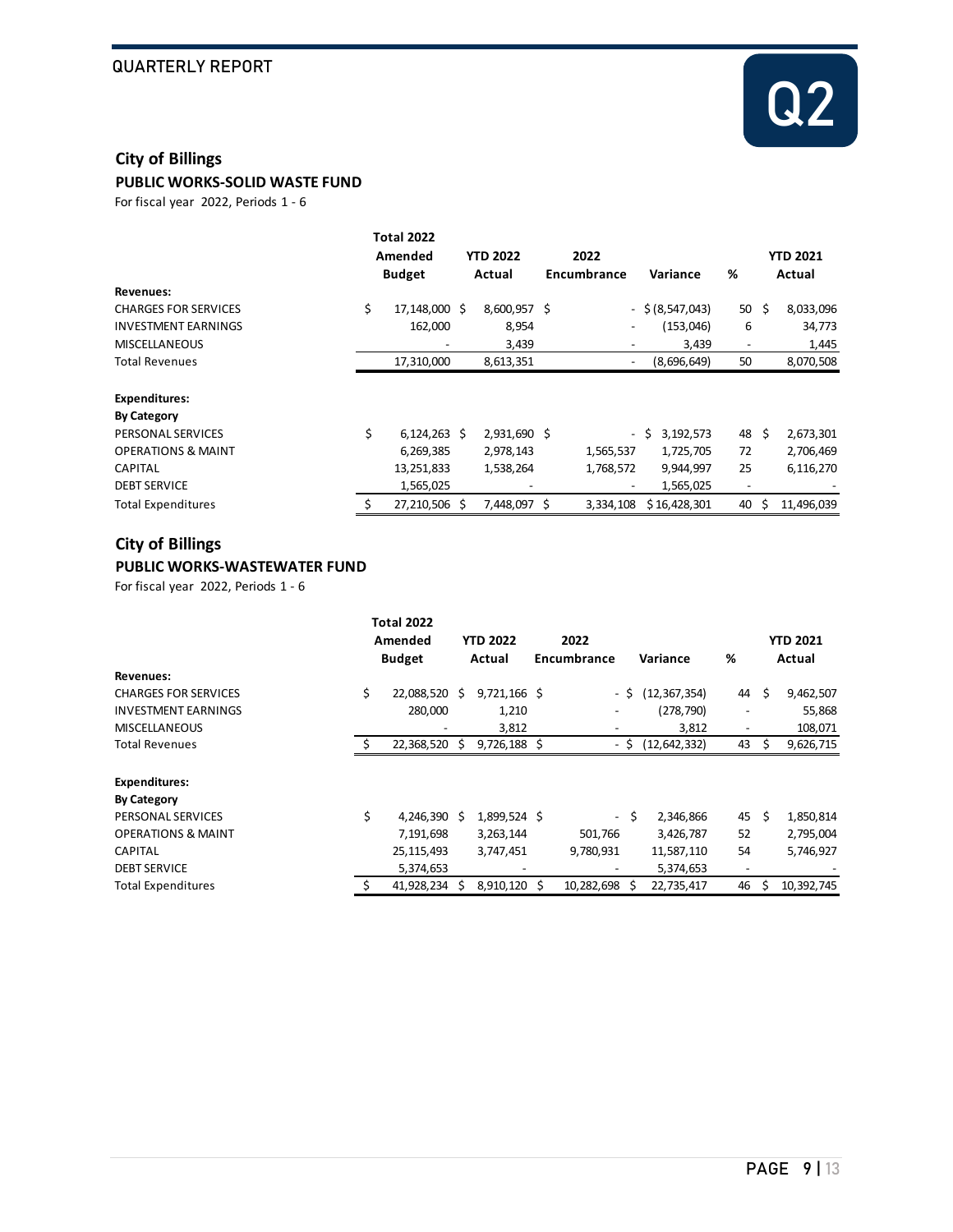## City of Billings

### PUBLIC WORKS-SOLID WASTE FUND

For fiscal year 2022, Periods 1 - 6

| | Total 2022 Amended Budget | YTD 2022 Actual | 2022 Encumbrance | Variance | % | YTD 2021 Actual |
|---|---|---|---|---|---|---|
| **Revenues:** | | | | | | |
| CHARGES FOR SERVICES | $ 17,148,000 | $ 8,600,957 | $ - | $ (8,547,043) | 50 | $ 8,033,096 |
| INVESTMENT EARNINGS | 162,000 | 8,954 | - | (153,046) | 6 | 34,773 |
| MISCELLANEOUS | - | 3,439 | - | 3,439 | - | 1,445 |
| Total Revenues | 17,310,000 | 8,613,351 | - | (8,696,649) | 50 | 8,070,508 |
| **Expenditures:** | | | | | | |
| **By Category** | | | | | | |
| PERSONAL SERVICES | $ 6,124,263 | $ 2,931,690 | $ - | $ 3,192,573 | 48 | $ 2,673,301 |
| OPERATIONS & MAINT | 6,269,385 | 2,978,143 | 1,565,537 | 1,725,705 | 72 | 2,706,469 |
| CAPITAL | 13,251,833 | 1,538,264 | 1,768,572 | 9,944,997 | 25 | 6,116,270 |
| DEBT SERVICE | 1,565,025 | - | - | 1,565,025 | - | - |
| Total Expenditures | $ 27,210,506 | $ 7,448,097 | $ 3,334,108 | $ 16,428,301 | 40 | $ 11,496,039 |

## City of Billings

### PUBLIC WORKS-WASTEWATER FUND

For fiscal year 2022, Periods 1 - 6

| | Total 2022 Amended Budget | YTD 2022 Actual | 2022 Encumbrance | Variance | % | YTD 2021 Actual |
|---|---|---|---|---|---|---|
| **Revenues:** | | | | | | |
| CHARGES FOR SERVICES | $ 22,088,520 | $ 9,721,166 | $ - | $ (12,367,354) | 44 | $ 9,462,507 |
| INVESTMENT EARNINGS | 280,000 | 1,210 | - | (278,790) | - | 55,868 |
| MISCELLANEOUS | - | 3,812 | - | 3,812 | - | 108,071 |
| Total Revenues | $ 22,368,520 | $ 9,726,188 | $ - | $ (12,642,332) | 43 | $ 9,626,715 |
| **Expenditures:** | | | | | | |
| **By Category** | | | | | | |
| PERSONAL SERVICES | $ 4,246,390 | $ 1,899,524 | $ - | $ 2,346,866 | 45 | $ 1,850,814 |
| OPERATIONS & MAINT | 7,191,698 | 3,263,144 | 501,766 | 3,426,787 | 52 | 2,795,004 |
| CAPITAL | 25,115,493 | 3,747,451 | 9,780,931 | 11,587,110 | 54 | 5,746,927 |
| DEBT SERVICE | 5,374,653 | - | - | 5,374,653 | - | - |
| Total Expenditures | $ 41,928,234 | $ 8,910,120 | $ 10,282,698 | $ 22,735,417 | 46 | $ 10,392,745 |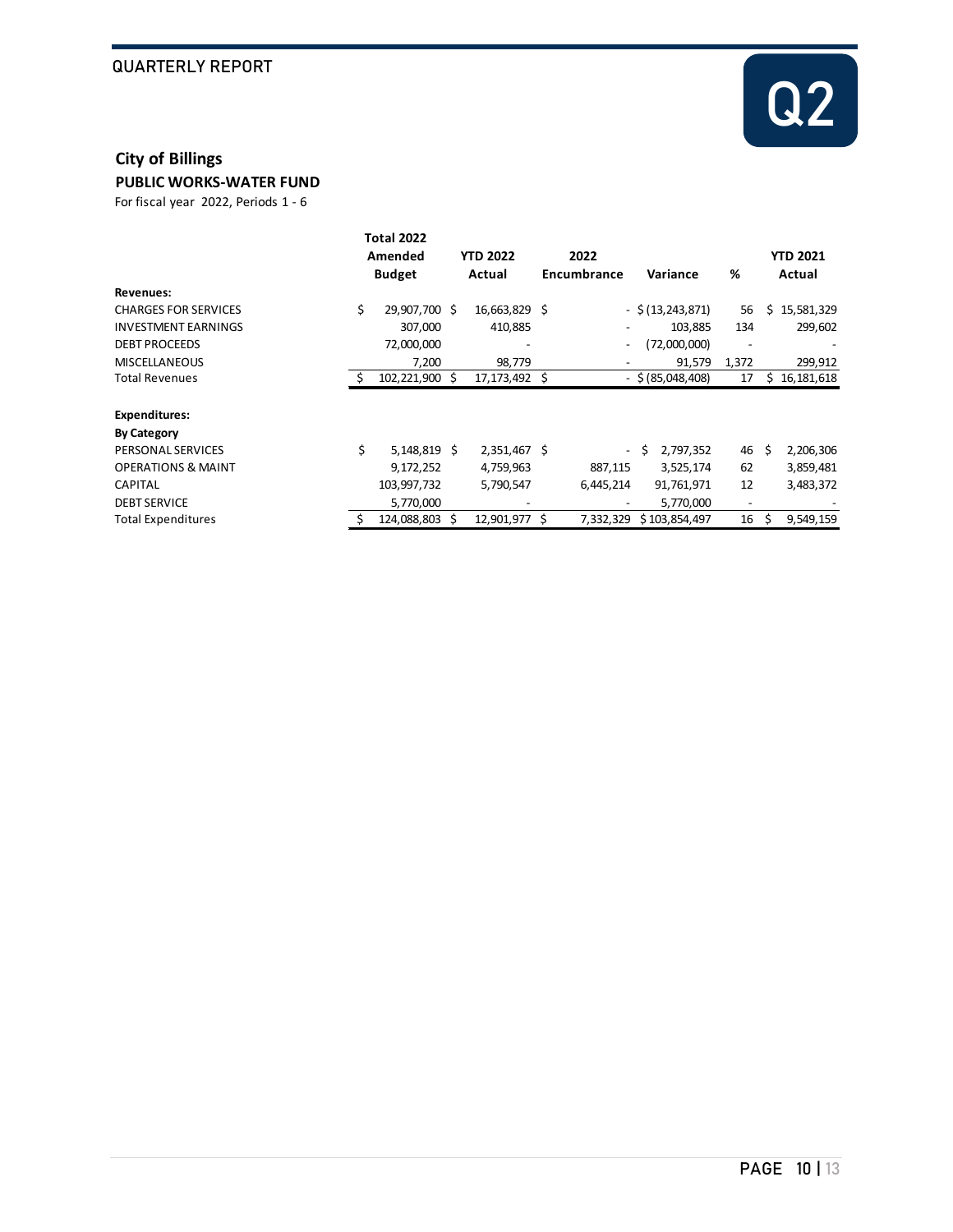QUARTERLY REPORT

Q2

## City of Billings

### PUBLIC WORKS-WATER FUND

For fiscal year 2022, Periods 1 - 6

| | Total 2022 Amended Budget | YTD 2022 Actual | 2022 Encumbrance | Variance | % | YTD 2021 Actual |
|---|---|---|---|---|---|---|
| **Revenues:** | | | | | | |
| CHARGES FOR SERVICES | $ 29,907,700 | $ 16,663,829 | $ - | $ (13,243,871) | 56 | $ 15,581,329 |
| INVESTMENT EARNINGS | 307,000 | 410,885 | - | 103,885 | 134 | 299,602 |
| DEBT PROCEEDS | 72,000,000 | - | - | (72,000,000) | - | - |
| MISCELLANEOUS | 7,200 | 98,779 | - | 91,579 | 1,372 | 299,912 |
| Total Revenues | $ 102,221,900 | $ 17,173,492 | $ - | $ (85,048,408) | 17 | $ 16,181,618 |
| | | | | | | |
| **Expenditures:** | | | | | | |
| **By Category** | | | | | | |
| PERSONAL SERVICES | $ 5,148,819 | $ 2,351,467 | $ - | $ 2,797,352 | 46 | $ 2,206,306 |
| OPERATIONS & MAINT | 9,172,252 | 4,759,963 | 887,115 | 3,525,174 | 62 | 3,859,481 |
| CAPITAL | 103,997,732 | 5,790,547 | 6,445,214 | 91,761,971 | 12 | 3,483,372 |
| DEBT SERVICE | 5,770,000 | - | - | 5,770,000 | - | - |
| Total Expenditures | $ 124,088,803 | $ 12,901,977 | $ 7,332,329 | $ 103,854,497 | 16 | $ 9,549,159 |